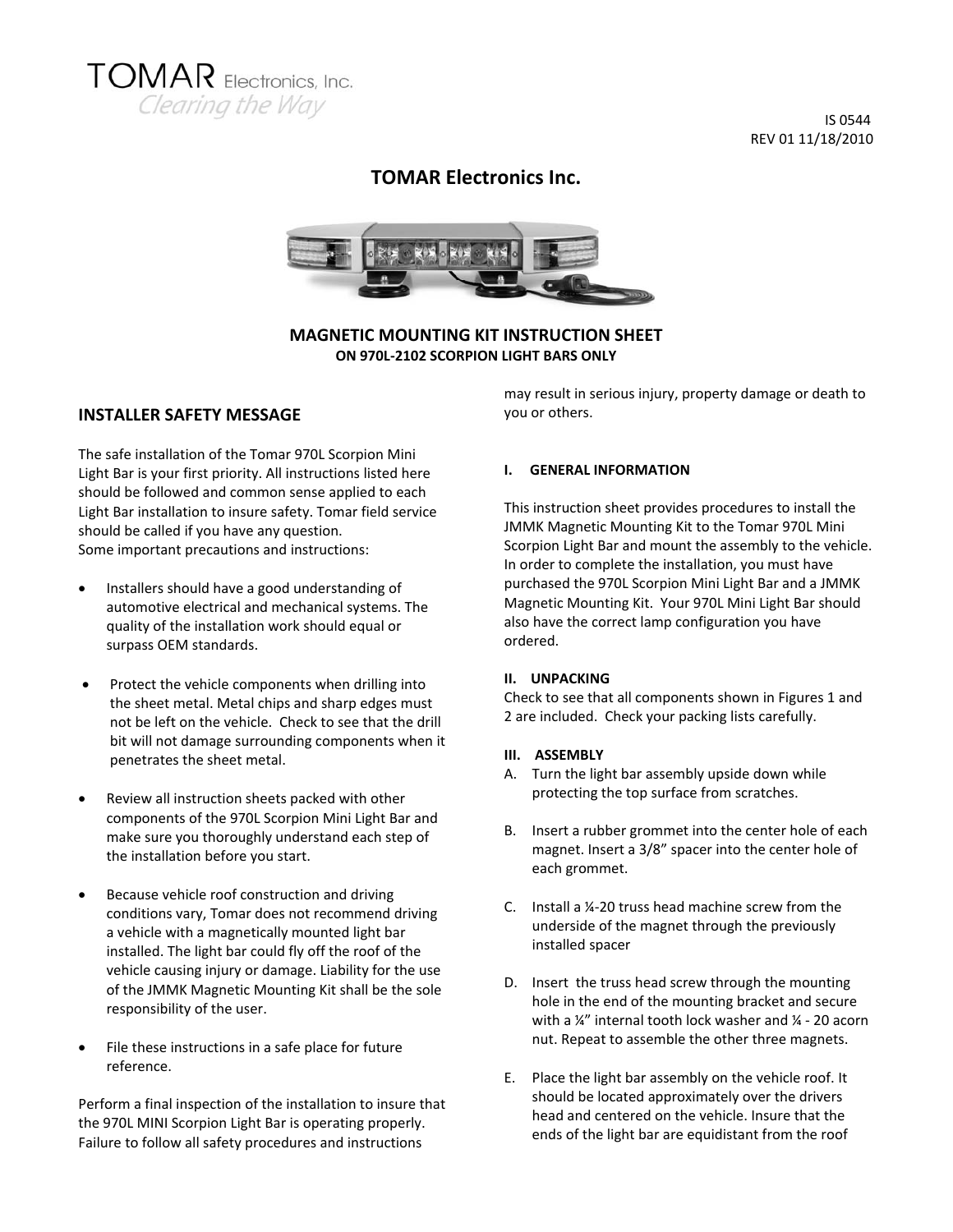TOMAR Electronics, Inc.
Clearing the Way

IS 0544
REV 01 11/18/2010

# TOMAR Electronics Inc.

## MAGNETIC MOUNTING KIT INSTRUCTION SHEET
**ON 970L-2102 SCORPION LIGHT BARS ONLY**

## INSTALLER SAFETY MESSAGE

The safe installation of the Tomar 970L Scorpion Mini Light Bar is your first priority. All instructions listed here should be followed and common sense applied to each Light Bar installation to insure safety. Tomar field service should be called if you have any question.
Some important precautions and instructions:

- Installers should have a good understanding of automotive electrical and mechanical systems. The quality of the installation work should equal or surpass OEM standards.
- Protect the vehicle components when drilling into the sheet metal. Metal chips and sharp edges must not be left on the vehicle. Check to see that the drill bit will not damage surrounding components when it penetrates the sheet metal.
- Review all instruction sheets packed with other components of the 970L Scorpion Mini Light Bar and make sure you thoroughly understand each step of the installation before you start.
- Because vehicle roof construction and driving conditions vary, Tomar does not recommend driving a vehicle with a magnetically mounted light bar installed. The light bar could fly off the roof of the vehicle causing injury or damage. Liability for the use of the JMMK Magnetic Mounting Kit shall be the sole responsibility of the user.
- File these instructions in a safe place for future reference.

Perform a final inspection of the installation to insure that the 970L MINI Scorpion Light Bar is operating properly. Failure to follow all safety procedures and instructions may result in serious injury, property damage or death to you or others.

**I. GENERAL INFORMATION**

This instruction sheet provides procedures to install the JMMK Magnetic Mounting Kit to the Tomar 970L Mini Scorpion Light Bar and mount the assembly to the vehicle. In order to complete the installation, you must have purchased the 970L Scorpion Mini Light Bar and a JMMK Magnetic Mounting Kit. Your 970L Mini Light Bar should also have the correct lamp configuration you have ordered.

**II. UNPACKING**

Check to see that all components shown in Figures 1 and 2 are included. Check your packing lists carefully.

**III. ASSEMBLY**

A. Turn the light bar assembly upside down while protecting the top surface from scratches.

B. Insert a rubber grommet into the center hole of each magnet. Insert a 3/8" spacer into the center hole of each grommet.

C. Install a ¼-20 truss head machine screw from the underside of the magnet through the previously installed spacer

D. Insert the truss head screw through the mounting hole in the end of the mounting bracket and secure with a ¼" internal tooth lock washer and ¼ - 20 acorn nut. Repeat to assemble the other three magnets.

E. Place the light bar assembly on the vehicle roof. It should be located approximately over the drivers head and centered on the vehicle. Insure that the ends of the light bar are equidistant from the roof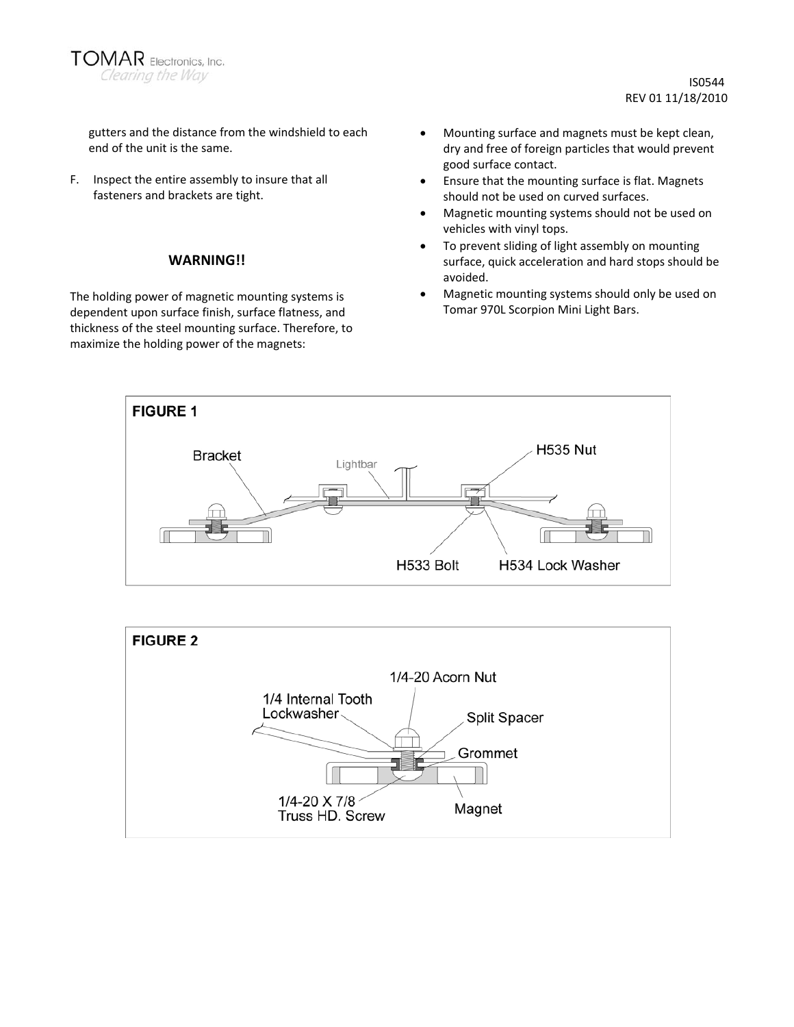gutters and the distance from the windshield to each end of the unit is the same.

F. Inspect the entire assembly to insure that all fasteners and brackets are tight.

## WARNING!!

The holding power of magnetic mounting systems is dependent upon surface finish, surface flatness, and thickness of the steel mounting surface. Therefore, to maximize the holding power of the magnets:

- Mounting surface and magnets must be kept clean, dry and free of foreign particles that would prevent good surface contact.
- Ensure that the mounting surface is flat. Magnets should not be used on curved surfaces.
- Magnetic mounting systems should not be used on vehicles with vinyl tops.
- To prevent sliding of light assembly on mounting surface, quick acceleration and hard stops should be avoided.
- Magnetic mounting systems should only be used on Tomar 970L Scorpion Mini Light Bars.

**FIGURE 1**

Bracket, Lightbar, H535 Nut, H533 Bolt, H534 Lock Washer

**FIGURE 2**

1/4-20 Acorn Nut, 1/4 Internal Tooth Lockwasher, Split Spacer, Grommet, 1/4-20 X 7/8 Truss HD. Screw, Magnet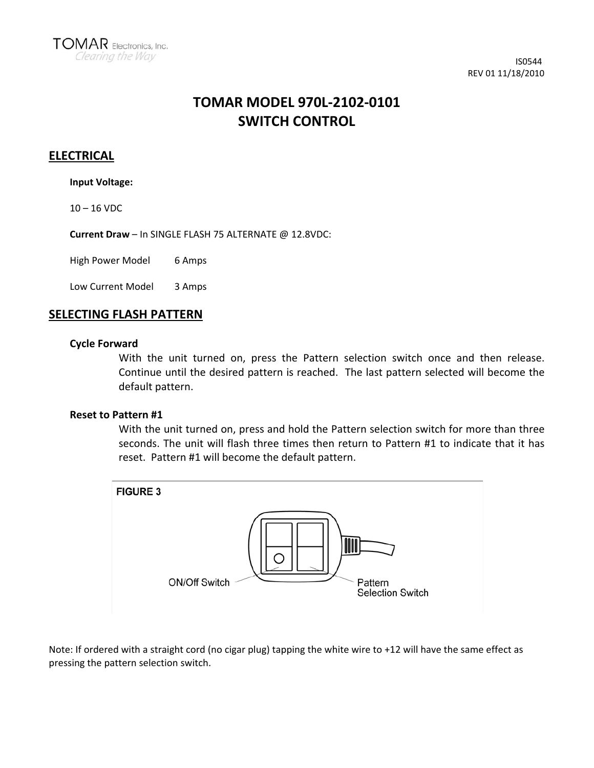IS0544
REV 01 11/18/2010

# TOMAR MODEL 970L-2102-0101
# SWITCH CONTROL

## ELECTRICAL

**Input Voltage:**

10 – 16 VDC

**Current Draw** – In SINGLE FLASH 75 ALTERNATE @ 12.8VDC:

High Power Model 6 Amps

Low Current Model 3 Amps

## SELECTING FLASH PATTERN

**Cycle Forward**

With the unit turned on, press the Pattern selection switch once and then release. Continue until the desired pattern is reached. The last pattern selected will become the default pattern.

**Reset to Pattern #1**

With the unit turned on, press and hold the Pattern selection switch for more than three seconds. The unit will flash three times then return to Pattern #1 to indicate that it has reset. Pattern #1 will become the default pattern.

FIGURE 3

ON/Off Switch

Pattern Selection Switch

Note: If ordered with a straight cord (no cigar plug) tapping the white wire to +12 will have the same effect as pressing the pattern selection switch.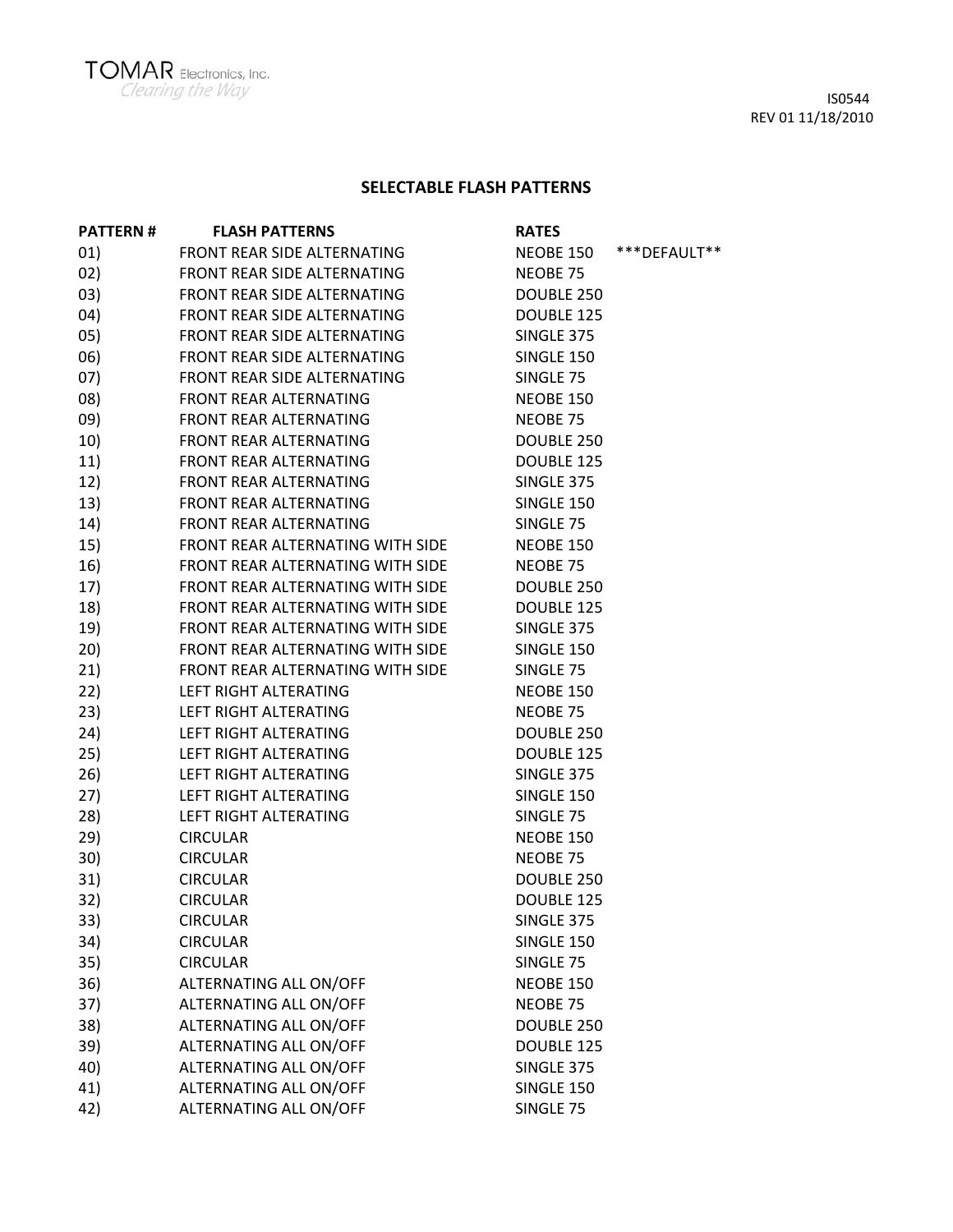TOMAR Electronics, Inc.
*Clearing the Way*

IS0544
REV 01 11/18/2010

## SELECTABLE FLASH PATTERNS

| PATTERN # | FLASH PATTERNS | RATES | |
|---|---|---|---|
| 01) | FRONT REAR SIDE ALTERNATING | NEOBE 150 | ***DEFAULT** |
| 02) | FRONT REAR SIDE ALTERNATING | NEOBE 75 | |
| 03) | FRONT REAR SIDE ALTERNATING | DOUBLE 250 | |
| 04) | FRONT REAR SIDE ALTERNATING | DOUBLE 125 | |
| 05) | FRONT REAR SIDE ALTERNATING | SINGLE 375 | |
| 06) | FRONT REAR SIDE ALTERNATING | SINGLE 150 | |
| 07) | FRONT REAR SIDE ALTERNATING | SINGLE 75 | |
| 08) | FRONT REAR ALTERNATING | NEOBE 150 | |
| 09) | FRONT REAR ALTERNATING | NEOBE 75 | |
| 10) | FRONT REAR ALTERNATING | DOUBLE 250 | |
| 11) | FRONT REAR ALTERNATING | DOUBLE 125 | |
| 12) | FRONT REAR ALTERNATING | SINGLE 375 | |
| 13) | FRONT REAR ALTERNATING | SINGLE 150 | |
| 14) | FRONT REAR ALTERNATING | SINGLE 75 | |
| 15) | FRONT REAR ALTERNATING WITH SIDE | NEOBE 150 | |
| 16) | FRONT REAR ALTERNATING WITH SIDE | NEOBE 75 | |
| 17) | FRONT REAR ALTERNATING WITH SIDE | DOUBLE 250 | |
| 18) | FRONT REAR ALTERNATING WITH SIDE | DOUBLE 125 | |
| 19) | FRONT REAR ALTERNATING WITH SIDE | SINGLE 375 | |
| 20) | FRONT REAR ALTERNATING WITH SIDE | SINGLE 150 | |
| 21) | FRONT REAR ALTERNATING WITH SIDE | SINGLE 75 | |
| 22) | LEFT RIGHT ALTERATING | NEOBE 150 | |
| 23) | LEFT RIGHT ALTERATING | NEOBE 75 | |
| 24) | LEFT RIGHT ALTERATING | DOUBLE 250 | |
| 25) | LEFT RIGHT ALTERATING | DOUBLE 125 | |
| 26) | LEFT RIGHT ALTERATING | SINGLE 375 | |
| 27) | LEFT RIGHT ALTERATING | SINGLE 150 | |
| 28) | LEFT RIGHT ALTERATING | SINGLE 75 | |
| 29) | CIRCULAR | NEOBE 150 | |
| 30) | CIRCULAR | NEOBE 75 | |
| 31) | CIRCULAR | DOUBLE 250 | |
| 32) | CIRCULAR | DOUBLE 125 | |
| 33) | CIRCULAR | SINGLE 375 | |
| 34) | CIRCULAR | SINGLE 150 | |
| 35) | CIRCULAR | SINGLE 75 | |
| 36) | ALTERNATING ALL ON/OFF | NEOBE 150 | |
| 37) | ALTERNATING ALL ON/OFF | NEOBE 75 | |
| 38) | ALTERNATING ALL ON/OFF | DOUBLE 250 | |
| 39) | ALTERNATING ALL ON/OFF | DOUBLE 125 | |
| 40) | ALTERNATING ALL ON/OFF | SINGLE 375 | |
| 41) | ALTERNATING ALL ON/OFF | SINGLE 150 | |
| 42) | ALTERNATING ALL ON/OFF | SINGLE 75 | |